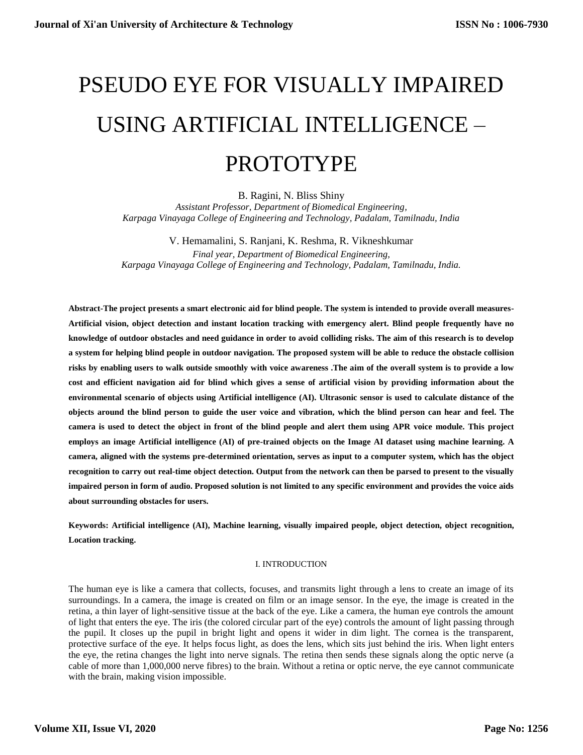# PSEUDO EYE FOR VISUALLY IMPAIRED USING ARTIFICIAL INTELLIGENCE – PROTOTYPE

B. Ragini, N. Bliss Shiny

*Assistant Professor, Department of Biomedical Engineering,*
*Karpaga Vinayaga College of Engineering and Technology, Padalam, Tamilnadu, India*

V. Hemamalini, S. Ranjani, K. Reshma, R. Vikneshkumar

*Final year, Department of Biomedical Engineering,*
*Karpaga Vinayaga College of Engineering and Technology, Padalam, Tamilnadu, India.*

**Abstract-The project presents a smart electronic aid for blind people. The system is intended to provide overall measures-Artificial vision, object detection and instant location tracking with emergency alert. Blind people frequently have no knowledge of outdoor obstacles and need guidance in order to avoid colliding risks. The aim of this research is to develop a system for helping blind people in outdoor navigation. The proposed system will be able to reduce the obstacle collision risks by enabling users to walk outside smoothly with voice awareness .The aim of the overall system is to provide a low cost and efficient navigation aid for blind which gives a sense of artificial vision by providing information about the environmental scenario of objects using Artificial intelligence (AI). Ultrasonic sensor is used to calculate distance of the objects around the blind person to guide the user voice and vibration, which the blind person can hear and feel. The camera is used to detect the object in front of the blind people and alert them using APR voice module. This project employs an image Artificial intelligence (AI) of pre-trained objects on the Image AI dataset using machine learning. A camera, aligned with the systems pre-determined orientation, serves as input to a computer system, which has the object recognition to carry out real-time object detection. Output from the network can then be parsed to present to the visually impaired person in form of audio. Proposed solution is not limited to any specific environment and provides the voice aids about surrounding obstacles for users.**

**Keywords: Artificial intelligence (AI), Machine learning, visually impaired people, object detection, object recognition, Location tracking.**

## I. INTRODUCTION

The human eye is like a camera that collects, focuses, and transmits light through a lens to create an image of its surroundings. In a camera, the image is created on film or an image sensor. In the eye, the image is created in the retina, a thin layer of light-sensitive tissue at the back of the eye. Like a camera, the human eye controls the amount of light that enters the eye. The iris (the colored circular part of the eye) controls the amount of light passing through the pupil. It closes up the pupil in bright light and opens it wider in dim light. The cornea is the transparent, protective surface of the eye. It helps focus light, as does the lens, which sits just behind the iris. When light enters the eye, the retina changes the light into nerve signals. The retina then sends these signals along the optic nerve (a cable of more than 1,000,000 nerve fibres) to the brain. Without a retina or optic nerve, the eye cannot communicate with the brain, making vision impossible.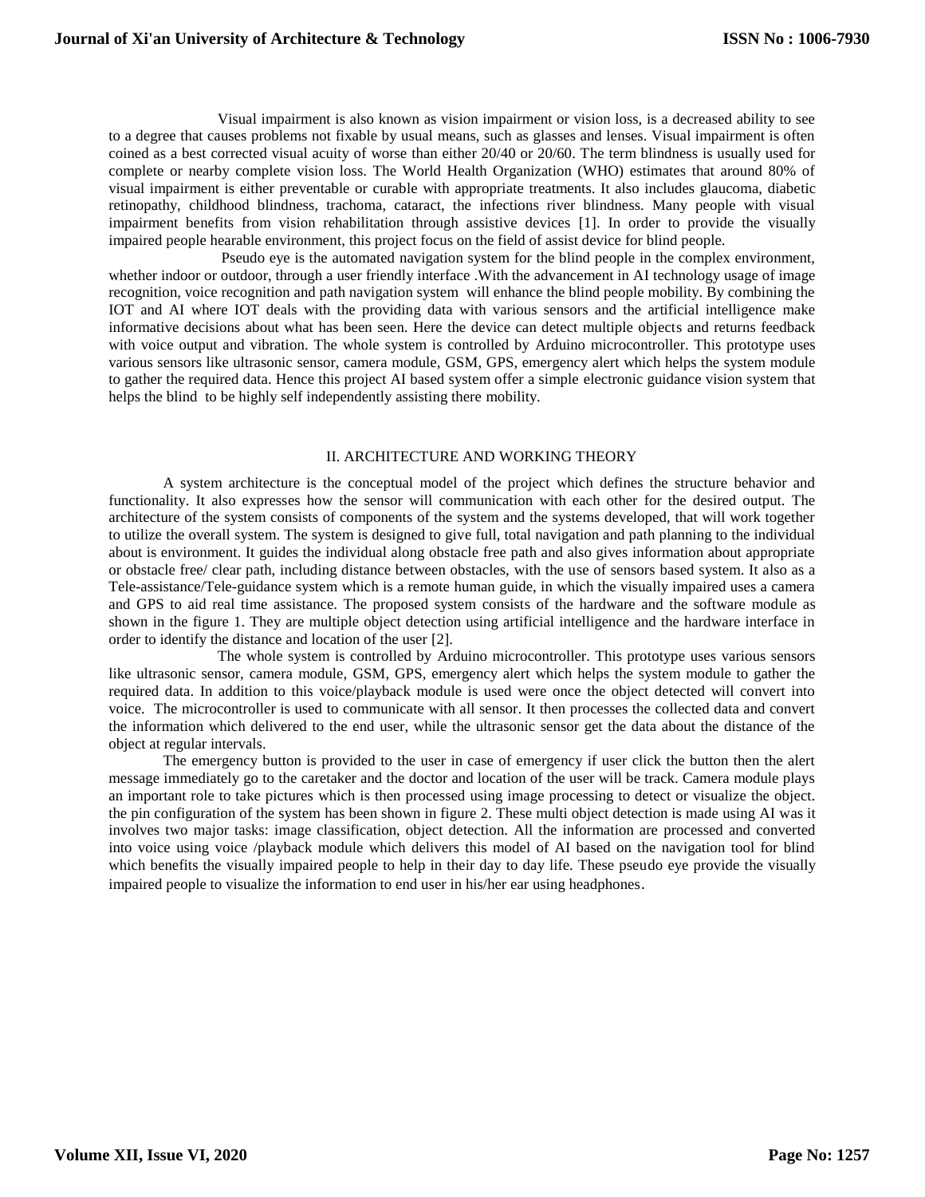Visual impairment is also known as vision impairment or vision loss, is a decreased ability to see to a degree that causes problems not fixable by usual means, such as glasses and lenses. Visual impairment is often coined as a best corrected visual acuity of worse than either 20/40 or 20/60. The term blindness is usually used for complete or nearby complete vision loss. The World Health Organization (WHO) estimates that around 80% of visual impairment is either preventable or curable with appropriate treatments. It also includes glaucoma, diabetic retinopathy, childhood blindness, trachoma, cataract, the infections river blindness. Many people with visual impairment benefits from vision rehabilitation through assistive devices [1]. In order to provide the visually impaired people hearable environment, this project focus on the field of assist device for blind people.

Pseudo eye is the automated navigation system for the blind people in the complex environment, whether indoor or outdoor, through a user friendly interface .With the advancement in AI technology usage of image recognition, voice recognition and path navigation system will enhance the blind people mobility. By combining the IOT and AI where IOT deals with the providing data with various sensors and the artificial intelligence make informative decisions about what has been seen. Here the device can detect multiple objects and returns feedback with voice output and vibration. The whole system is controlled by Arduino microcontroller. This prototype uses various sensors like ultrasonic sensor, camera module, GSM, GPS, emergency alert which helps the system module to gather the required data. Hence this project AI based system offer a simple electronic guidance vision system that helps the blind to be highly self independently assisting there mobility.

## II. ARCHITECTURE AND WORKING THEORY

A system architecture is the conceptual model of the project which defines the structure behavior and functionality. It also expresses how the sensor will communication with each other for the desired output. The architecture of the system consists of components of the system and the systems developed, that will work together to utilize the overall system. The system is designed to give full, total navigation and path planning to the individual about is environment. It guides the individual along obstacle free path and also gives information about appropriate or obstacle free/ clear path, including distance between obstacles, with the use of sensors based system. It also as a Tele-assistance/Tele-guidance system which is a remote human guide, in which the visually impaired uses a camera and GPS to aid real time assistance. The proposed system consists of the hardware and the software module as shown in the figure 1. They are multiple object detection using artificial intelligence and the hardware interface in order to identify the distance and location of the user [2].

The whole system is controlled by Arduino microcontroller. This prototype uses various sensors like ultrasonic sensor, camera module, GSM, GPS, emergency alert which helps the system module to gather the required data. In addition to this voice/playback module is used were once the object detected will convert into voice. The microcontroller is used to communicate with all sensor. It then processes the collected data and convert the information which delivered to the end user, while the ultrasonic sensor get the data about the distance of the object at regular intervals.

The emergency button is provided to the user in case of emergency if user click the button then the alert message immediately go to the caretaker and the doctor and location of the user will be track. Camera module plays an important role to take pictures which is then processed using image processing to detect or visualize the object. the pin configuration of the system has been shown in figure 2. These multi object detection is made using AI was it involves two major tasks: image classification, object detection. All the information are processed and converted into voice using voice /playback module which delivers this model of AI based on the navigation tool for blind which benefits the visually impaired people to help in their day to day life. These pseudo eye provide the visually impaired people to visualize the information to end user in his/her ear using headphones.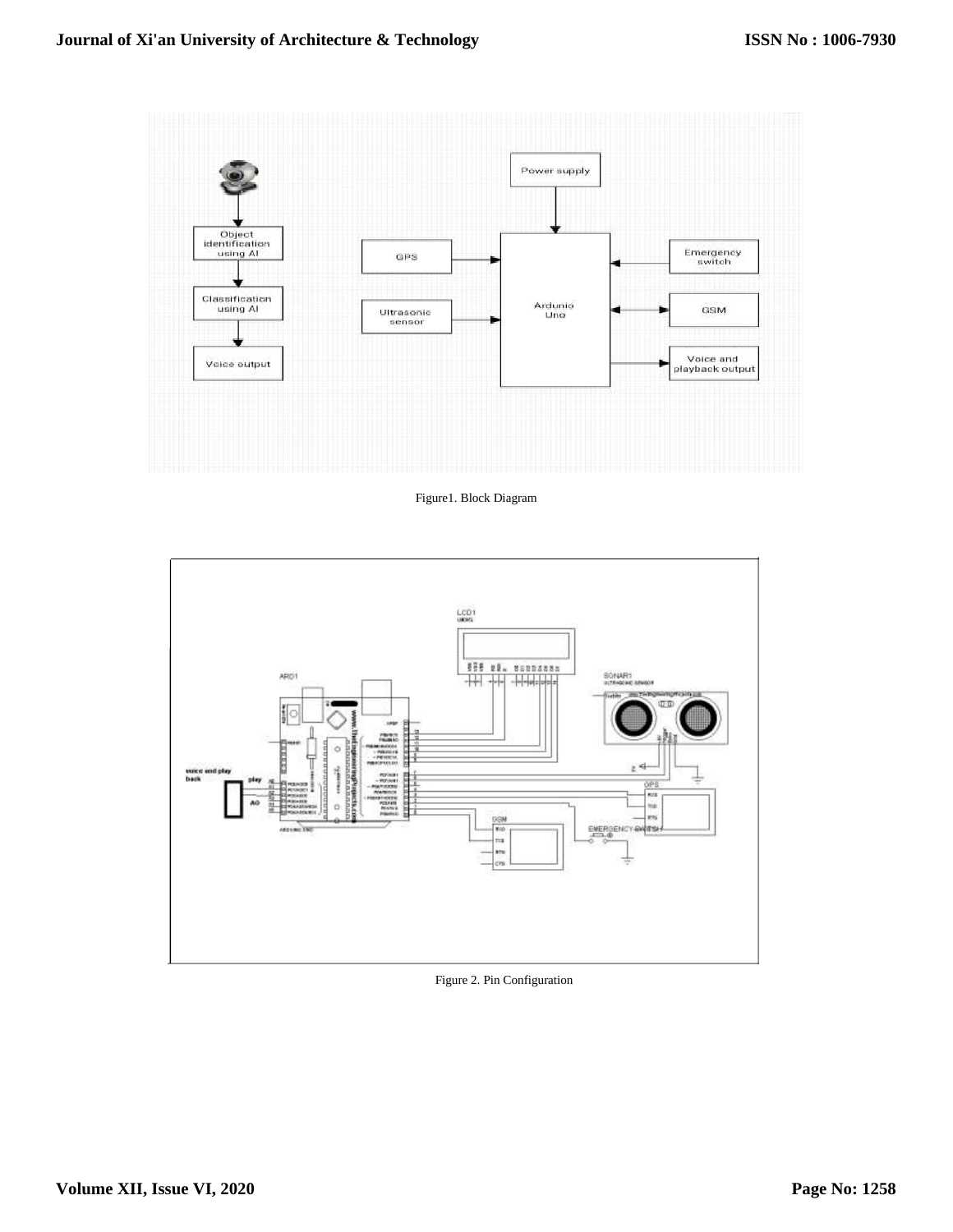Figure1. Block Diagram

Figure 2. Pin Configuration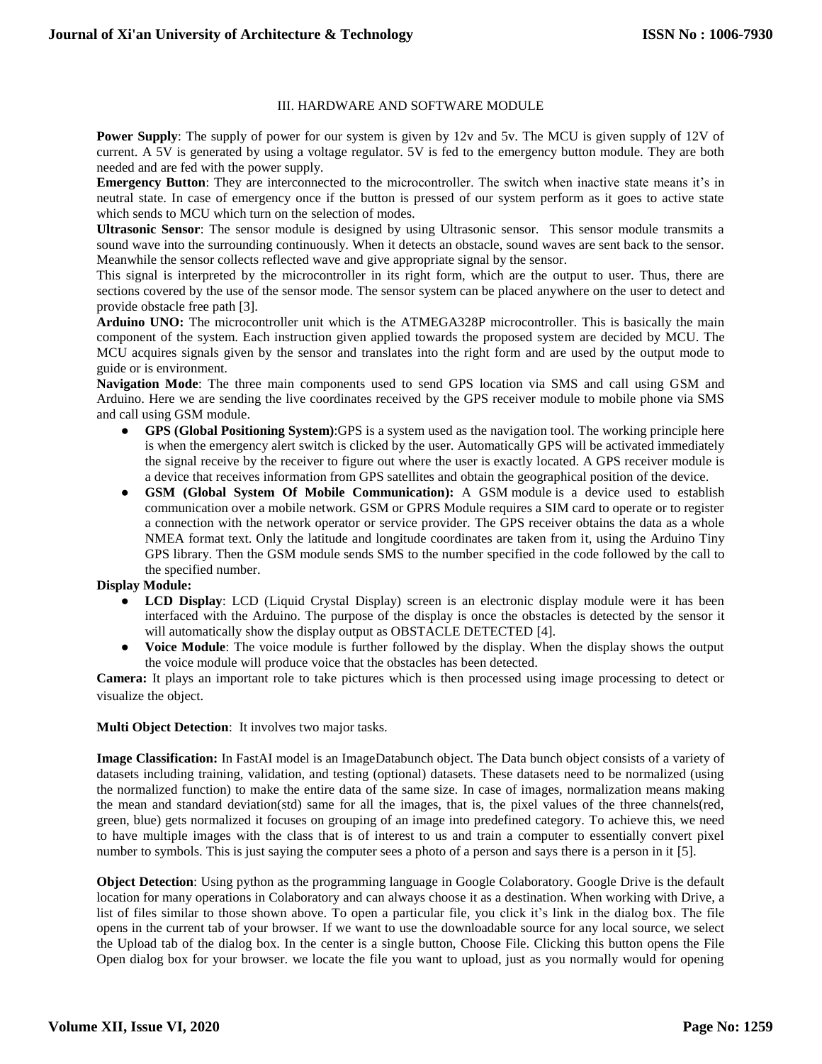## III. HARDWARE AND SOFTWARE MODULE

**Power Supply**: The supply of power for our system is given by 12v and 5v. The MCU is given supply of 12V of current. A 5V is generated by using a voltage regulator. 5V is fed to the emergency button module. They are both needed and are fed with the power supply.

**Emergency Button**: They are interconnected to the microcontroller. The switch when inactive state means it's in neutral state. In case of emergency once if the button is pressed of our system perform as it goes to active state which sends to MCU which turn on the selection of modes.

**Ultrasonic Sensor**: The sensor module is designed by using Ultrasonic sensor. This sensor module transmits a sound wave into the surrounding continuously. When it detects an obstacle, sound waves are sent back to the sensor. Meanwhile the sensor collects reflected wave and give appropriate signal by the sensor.

This signal is interpreted by the microcontroller in its right form, which are the output to user. Thus, there are sections covered by the use of the sensor mode. The sensor system can be placed anywhere on the user to detect and provide obstacle free path [3].

**Arduino UNO:** The microcontroller unit which is the ATMEGA328P microcontroller. This is basically the main component of the system. Each instruction given applied towards the proposed system are decided by MCU. The MCU acquires signals given by the sensor and translates into the right form and are used by the output mode to guide or is environment.

**Navigation Mode**: The three main components used to send GPS location via SMS and call using GSM and Arduino. Here we are sending the live coordinates received by the GPS receiver module to mobile phone via SMS and call using GSM module.

- **GPS (Global Positioning System)**:GPS is a system used as the navigation tool. The working principle here is when the emergency alert switch is clicked by the user. Automatically GPS will be activated immediately the signal receive by the receiver to figure out where the user is exactly located. A GPS receiver module is a device that receives information from GPS satellites and obtain the geographical position of the device.
- **GSM (Global System Of Mobile Communication):** A GSM module is a device used to establish communication over a mobile network. GSM or GPRS Module requires a SIM card to operate or to register a connection with the network operator or service provider. The GPS receiver obtains the data as a whole NMEA format text. Only the latitude and longitude coordinates are taken from it, using the Arduino Tiny GPS library. Then the GSM module sends SMS to the number specified in the code followed by the call to the specified number.

**Display Module:**

- **LCD Display**: LCD (Liquid Crystal Display) screen is an electronic display module were it has been interfaced with the Arduino. The purpose of the display is once the obstacles is detected by the sensor it will automatically show the display output as OBSTACLE DETECTED [4].
- **Voice Module**: The voice module is further followed by the display. When the display shows the output the voice module will produce voice that the obstacles has been detected.

**Camera:** It plays an important role to take pictures which is then processed using image processing to detect or visualize the object.

**Multi Object Detection**: It involves two major tasks.

**Image Classification:** In FastAI model is an ImageDatabunch object. The Data bunch object consists of a variety of datasets including training, validation, and testing (optional) datasets. These datasets need to be normalized (using the normalized function) to make the entire data of the same size. In case of images, normalization means making the mean and standard deviation(std) same for all the images, that is, the pixel values of the three channels(red, green, blue) gets normalized it focuses on grouping of an image into predefined category. To achieve this, we need to have multiple images with the class that is of interest to us and train a computer to essentially convert pixel number to symbols. This is just saying the computer sees a photo of a person and says there is a person in it [5].

**Object Detection**: Using python as the programming language in Google Colaboratory. Google Drive is the default location for many operations in Colaboratory and can always choose it as a destination. When working with Drive, a list of files similar to those shown above. To open a particular file, you click it's link in the dialog box. The file opens in the current tab of your browser. If we want to use the downloadable source for any local source, we select the Upload tab of the dialog box. In the center is a single button, Choose File. Clicking this button opens the File Open dialog box for your browser. we locate the file you want to upload, just as you normally would for opening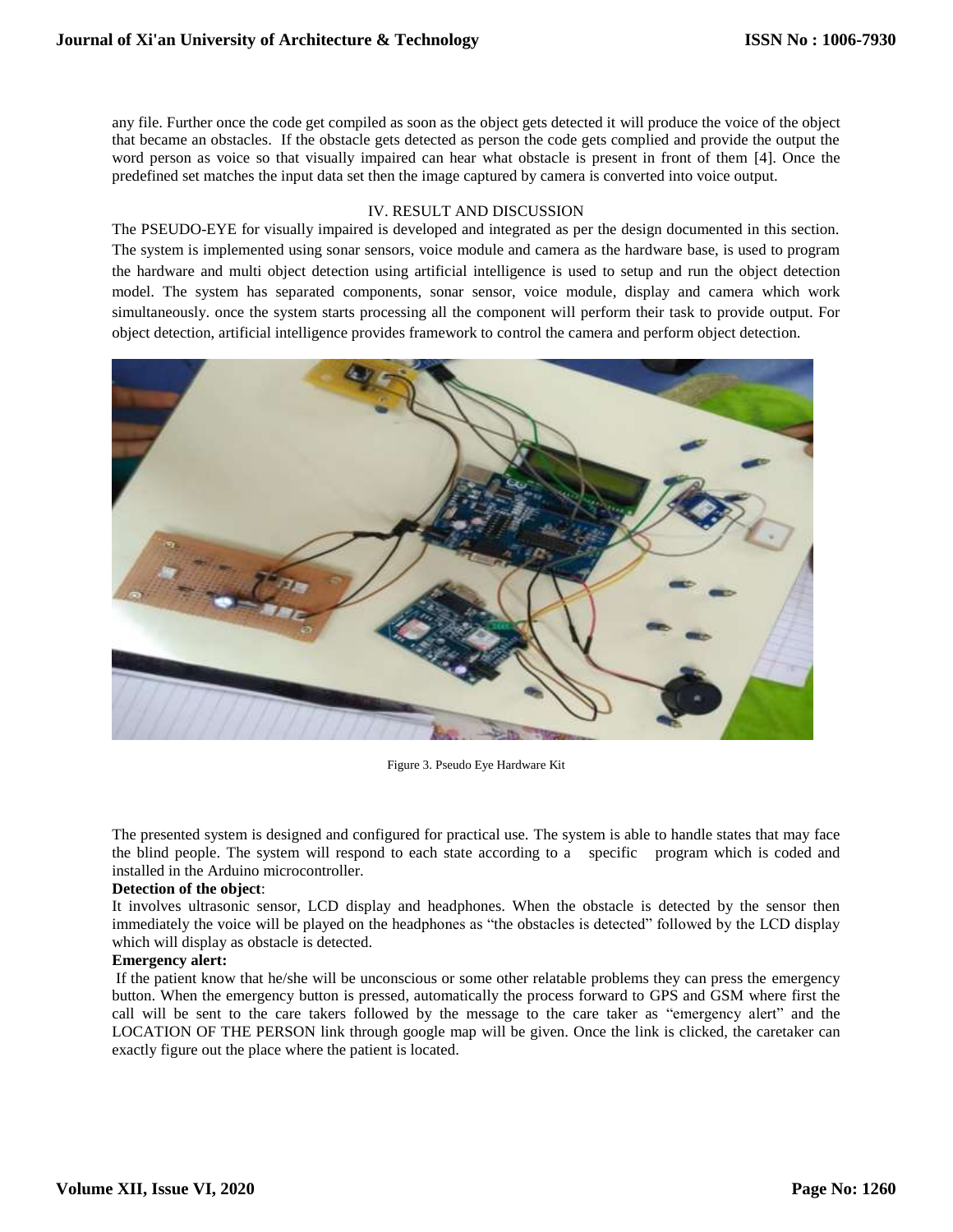any file. Further once the code get compiled as soon as the object gets detected it will produce the voice of the object that became an obstacles. If the obstacle gets detected as person the code gets complied and provide the output the word person as voice so that visually impaired can hear what obstacle is present in front of them [4]. Once the predefined set matches the input data set then the image captured by camera is converted into voice output.

## IV. RESULT AND DISCUSSION

The PSEUDO-EYE for visually impaired is developed and integrated as per the design documented in this section. The system is implemented using sonar sensors, voice module and camera as the hardware base, is used to program the hardware and multi object detection using artificial intelligence is used to setup and run the object detection model. The system has separated components, sonar sensor, voice module, display and camera which work simultaneously. once the system starts processing all the component will perform their task to provide output. For object detection, artificial intelligence provides framework to control the camera and perform object detection.

Figure 3. Pseudo Eye Hardware Kit

The presented system is designed and configured for practical use. The system is able to handle states that may face the blind people. The system will respond to each state according to a specific program which is coded and installed in the Arduino microcontroller.

**Detection of the object**:

It involves ultrasonic sensor, LCD display and headphones. When the obstacle is detected by the sensor then immediately the voice will be played on the headphones as "the obstacles is detected" followed by the LCD display which will display as obstacle is detected.

**Emergency alert:**

If the patient know that he/she will be unconscious or some other relatable problems they can press the emergency button. When the emergency button is pressed, automatically the process forward to GPS and GSM where first the call will be sent to the care takers followed by the message to the care taker as "emergency alert" and the LOCATION OF THE PERSON link through google map will be given. Once the link is clicked, the caretaker can exactly figure out the place where the patient is located.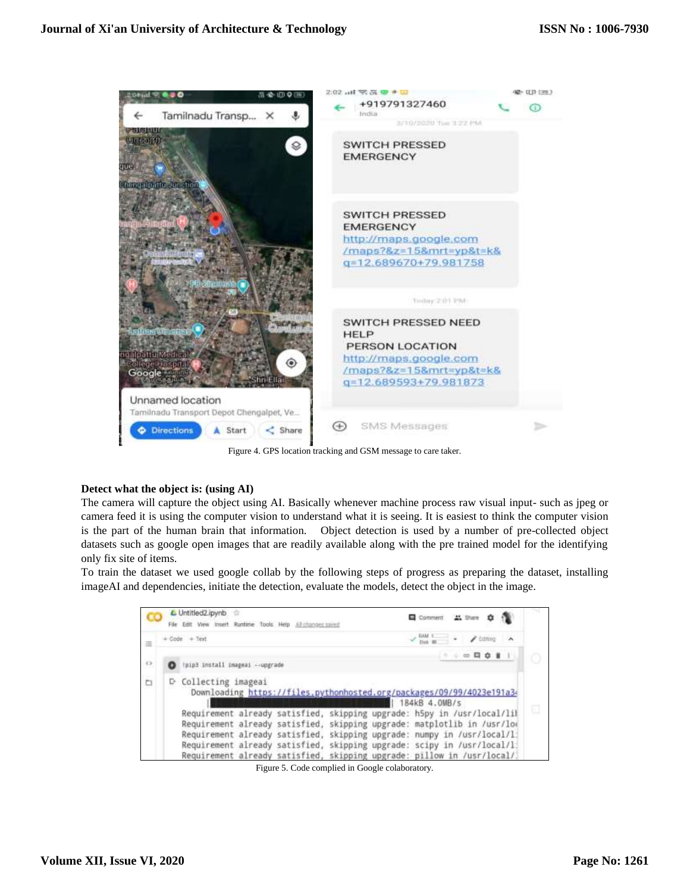Figure 4. GPS location tracking and GSM message to care taker.

**Detect what the object is: (using AI)**

The camera will capture the object using AI. Basically whenever machine process raw visual input- such as jpeg or camera feed it is using the computer vision to understand what it is seeing. It is easiest to think the computer vision is the part of the human brain that information. Object detection is used by a number of pre-collected object datasets such as google open images that are readily available along with the pre trained model for the identifying only fix site of items.

To train the dataset we used google collab by the following steps of progress as preparing the dataset, installing imageAI and dependencies, initiate the detection, evaluate the models, detect the object in the image.

Figure 5. Code complied in Google colaboratory.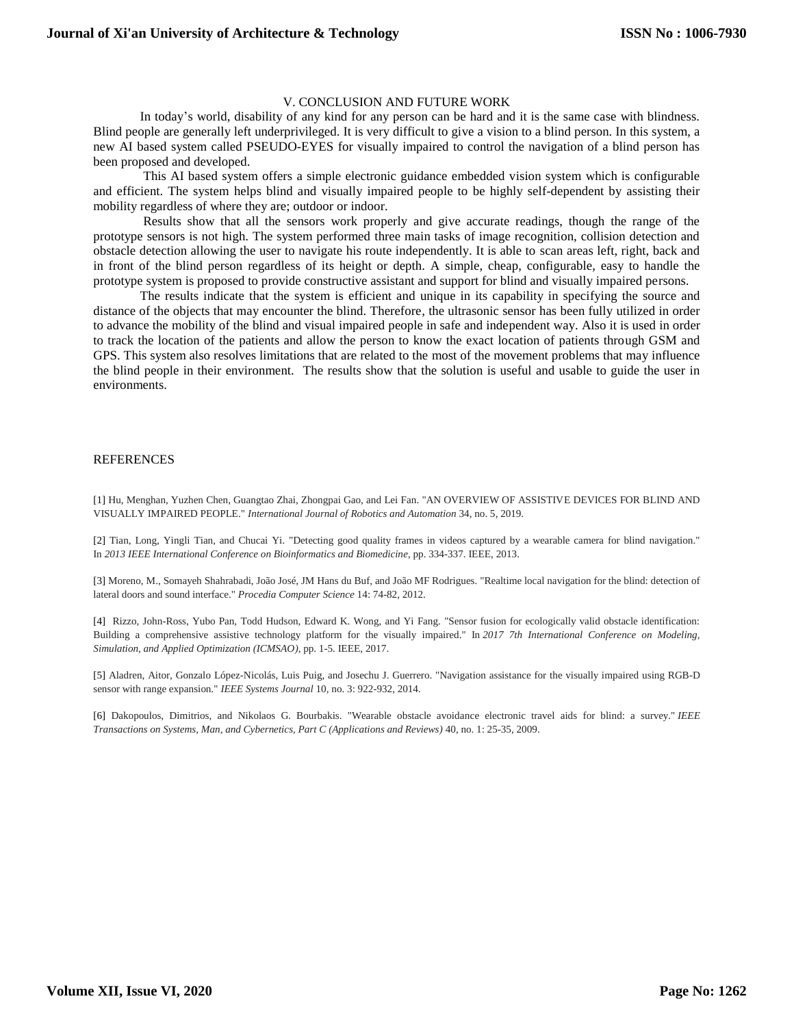## V. CONCLUSION AND FUTURE WORK

In today's world, disability of any kind for any person can be hard and it is the same case with blindness. Blind people are generally left underprivileged. It is very difficult to give a vision to a blind person. In this system, a new AI based system called PSEUDO-EYES for visually impaired to control the navigation of a blind person has been proposed and developed.

This AI based system offers a simple electronic guidance embedded vision system which is configurable and efficient. The system helps blind and visually impaired people to be highly self-dependent by assisting their mobility regardless of where they are; outdoor or indoor.

Results show that all the sensors work properly and give accurate readings, though the range of the prototype sensors is not high. The system performed three main tasks of image recognition, collision detection and obstacle detection allowing the user to navigate his route independently. It is able to scan areas left, right, back and in front of the blind person regardless of its height or depth. A simple, cheap, configurable, easy to handle the prototype system is proposed to provide constructive assistant and support for blind and visually impaired persons.

The results indicate that the system is efficient and unique in its capability in specifying the source and distance of the objects that may encounter the blind. Therefore, the ultrasonic sensor has been fully utilized in order to advance the mobility of the blind and visual impaired people in safe and independent way. Also it is used in order to track the location of the patients and allow the person to know the exact location of patients through GSM and GPS. This system also resolves limitations that are related to the most of the movement problems that may influence the blind people in their environment. The results show that the solution is useful and usable to guide the user in environments.

## REFERENCES

[1] Hu, Menghan, Yuzhen Chen, Guangtao Zhai, Zhongpai Gao, and Lei Fan. "AN OVERVIEW OF ASSISTIVE DEVICES FOR BLIND AND VISUALLY IMPAIRED PEOPLE." *International Journal of Robotics and Automation* 34, no. 5, 2019.

[2] Tian, Long, Yingli Tian, and Chucai Yi. "Detecting good quality frames in videos captured by a wearable camera for blind navigation." In *2013 IEEE International Conference on Bioinformatics and Biomedicine*, pp. 334-337. IEEE, 2013.

[3] Moreno, M., Somayeh Shahrabadi, João José, JM Hans du Buf, and João MF Rodrigues. "Realtime local navigation for the blind: detection of lateral doors and sound interface." *Procedia Computer Science* 14: 74-82, 2012.

[4] Rizzo, John-Ross, Yubo Pan, Todd Hudson, Edward K. Wong, and Yi Fang. "Sensor fusion for ecologically valid obstacle identification: Building a comprehensive assistive technology platform for the visually impaired." In *2017 7th International Conference on Modeling, Simulation, and Applied Optimization (ICMSAO)*, pp. 1-5. IEEE, 2017.

[5] Aladren, Aitor, Gonzalo López-Nicolás, Luis Puig, and Josechu J. Guerrero. "Navigation assistance for the visually impaired using RGB-D sensor with range expansion." *IEEE Systems Journal* 10, no. 3: 922-932, 2014.

[6] Dakopoulos, Dimitrios, and Nikolaos G. Bourbakis. "Wearable obstacle avoidance electronic travel aids for blind: a survey." *IEEE Transactions on Systems, Man, and Cybernetics, Part C (Applications and Reviews)* 40, no. 1: 25-35, 2009.